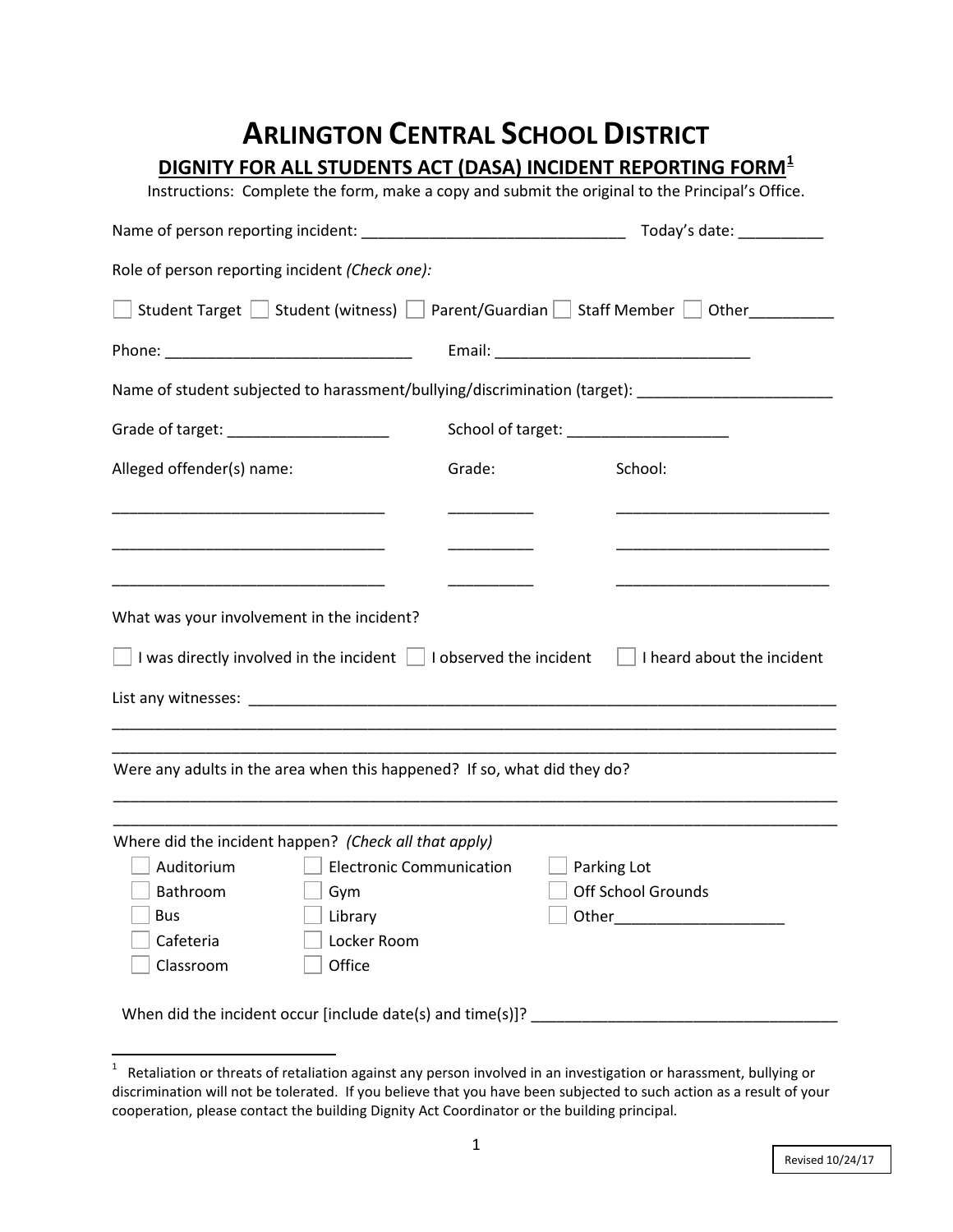# ARLINGTON CENTRAL SCHOOL DISTRICT

## DIGNITY FOR ALL STUDENTS ACT (DASA) INCIDENT REPORTING FORM[1]

Instructions: Complete the form, make a copy and submit the original to the Principal's Office.

Name of person reporting incident: ______________________________ Today's date: __________

Role of person reporting incident *(Check one):*

☐ Student Target ☐ Student (witness) ☐ Parent/Guardian ☐ Staff Member ☐ Other__________

Phone: ____________________________ Email: _____________________________

Name of student subjected to harassment/bullying/discrimination (target): ______________________

Grade of target: ___________________ School of target: ___________________

| Alleged offender(s) name: | Grade: | School: |
|---|---|---|
| ______________________________ | __________ | ________________________ |
| ______________________________ | __________ | ________________________ |
| ______________________________ | __________ | ________________________ |

What was your involvement in the incident?

☐ I was directly involved in the incident ☐ I observed the incident ☐ I heard about the incident

List any witnesses: _______________________________________________________________________

_________________________________________________________________________________________

_________________________________________________________________________________________

Were any adults in the area when this happened? If so, what did they do?

_________________________________________________________________________________________

_________________________________________________________________________________________

Where did the incident happen? *(Check all that apply)*

☐ Auditorium
☐ Bathroom
☐ Bus
☐ Cafeteria
☐ Classroom
☐ Electronic Communication
☐ Gym
☐ Library
☐ Locker Room
☐ Office
☐ Parking Lot
☐ Off School Grounds
☐ Other___________________

When did the incident occur [include date(s) and time(s)]? ___________________________________

---

[1] Retaliation or threats of retaliation against any person involved in an investigation or harassment, bullying or discrimination will not be tolerated. If you believe that you have been subjected to such action as a result of your cooperation, please contact the building Dignity Act Coordinator or the building principal.

Revised 10/24/17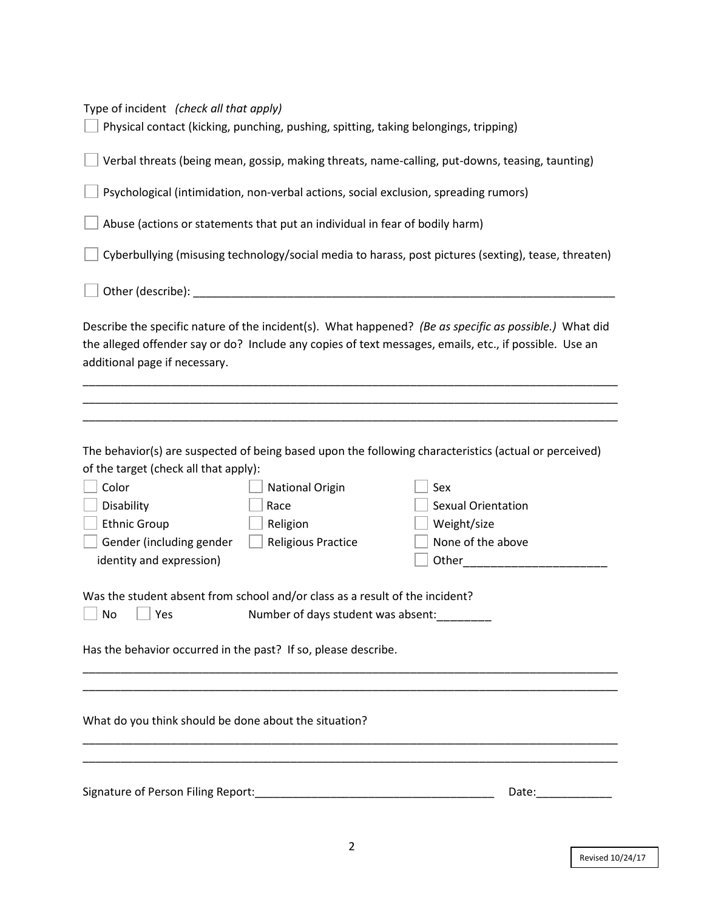Type of incident *(check all that apply)*

☐ Physical contact (kicking, punching, pushing, spitting, taking belongings, tripping)

☐ Verbal threats (being mean, gossip, making threats, name-calling, put-downs, teasing, taunting)

☐ Psychological (intimidation, non-verbal actions, social exclusion, spreading rumors)

☐ Abuse (actions or statements that put an individual in fear of bodily harm)

☐ Cyberbullying (misusing technology/social media to harass, post pictures (sexting), tease, threaten)

☐ Other (describe): ____________________________________________________________________

Describe the specific nature of the incident(s). What happened? *(Be as specific as possible.)* What did the alleged offender say or do? Include any copies of text messages, emails, etc., if possible. Use an additional page if necessary.

_____________________________________________________________________________________

_____________________________________________________________________________________

_____________________________________________________________________________________

The behavior(s) are suspected of being based upon the following characteristics (actual or perceived) of the target (check all that apply):

| | | |
|---|---|---|
| ☐ Color | ☐ National Origin | ☐ Sex |
| ☐ Disability | ☐ Race | ☐ Sexual Orientation |
| ☐ Ethnic Group | ☐ Religion | ☐ Weight/size |
| ☐ Gender (including gender identity and expression) | ☐ Religious Practice | ☐ None of the above |
| | | ☐ Other______________________ |

Was the student absent from school and/or class as a result of the incident?

☐ No ☐ Yes Number of days student was absent:________

Has the behavior occurred in the past? If so, please describe.

_____________________________________________________________________________________

_____________________________________________________________________________________

What do you think should be done about the situation?

_____________________________________________________________________________________

_____________________________________________________________________________________

Signature of Person Filing Report:_____________________________________ Date:____________

Revised 10/24/17